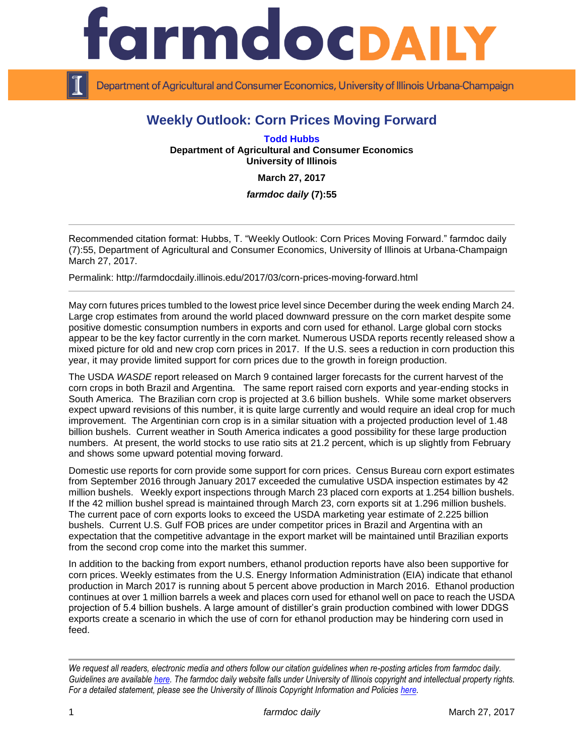# Weekly Outlook: Corn Prices Moving Forward

**Todd Hubbs**
**Department of Agricultural and Consumer Economics**
**University of Illinois**

**March 27, 2017**

***farmdoc daily* (7):55**

---

Recommended citation format: Hubbs, T. "Weekly Outlook: Corn Prices Moving Forward." farmdoc daily (7):55, Department of Agricultural and Consumer Economics, University of Illinois at Urbana-Champaign March 27, 2017.

Permalink: http://farmdocdaily.illinois.edu/2017/03/corn-prices-moving-forward.html

---

May corn futures prices tumbled to the lowest price level since December during the week ending March 24. Large crop estimates from around the world placed downward pressure on the corn market despite some positive domestic consumption numbers in exports and corn used for ethanol. Large global corn stocks appear to be the key factor currently in the corn market. Numerous USDA reports recently released show a mixed picture for old and new crop corn prices in 2017. If the U.S. sees a reduction in corn production this year, it may provide limited support for corn prices due to the growth in foreign production.

The USDA *WASDE* report released on March 9 contained larger forecasts for the current harvest of the corn crops in both Brazil and Argentina. The same report raised corn exports and year-ending stocks in South America. The Brazilian corn crop is projected at 3.6 billion bushels. While some market observers expect upward revisions of this number, it is quite large currently and would require an ideal crop for much improvement. The Argentinian corn crop is in a similar situation with a projected production level of 1.48 billion bushels. Current weather in South America indicates a good possibility for these large production numbers. At present, the world stocks to use ratio sits at 21.2 percent, which is up slightly from February and shows some upward potential moving forward.

Domestic use reports for corn provide some support for corn prices. Census Bureau corn export estimates from September 2016 through January 2017 exceeded the cumulative USDA inspection estimates by 42 million bushels. Weekly export inspections through March 23 placed corn exports at 1.254 billion bushels. If the 42 million bushel spread is maintained through March 23, corn exports sit at 1.296 million bushels. The current pace of corn exports looks to exceed the USDA marketing year estimate of 2.225 billion bushels. Current U.S. Gulf FOB prices are under competitor prices in Brazil and Argentina with an expectation that the competitive advantage in the export market will be maintained until Brazilian exports from the second crop come into the market this summer.

In addition to the backing from export numbers, ethanol production reports have also been supportive for corn prices. Weekly estimates from the U.S. Energy Information Administration (EIA) indicate that ethanol production in March 2017 is running about 5 percent above production in March 2016. Ethanol production continues at over 1 million barrels a week and places corn used for ethanol well on pace to reach the USDA projection of 5.4 billion bushels. A large amount of distiller's grain production combined with lower DDGS exports create a scenario in which the use of corn for ethanol production may be hindering corn used in feed.

---

*We request all readers, electronic media and others follow our citation guidelines when re-posting articles from farmdoc daily. Guidelines are available here. The farmdoc daily website falls under University of Illinois copyright and intellectual property rights. For a detailed statement, please see the University of Illinois Copyright Information and Policies here.*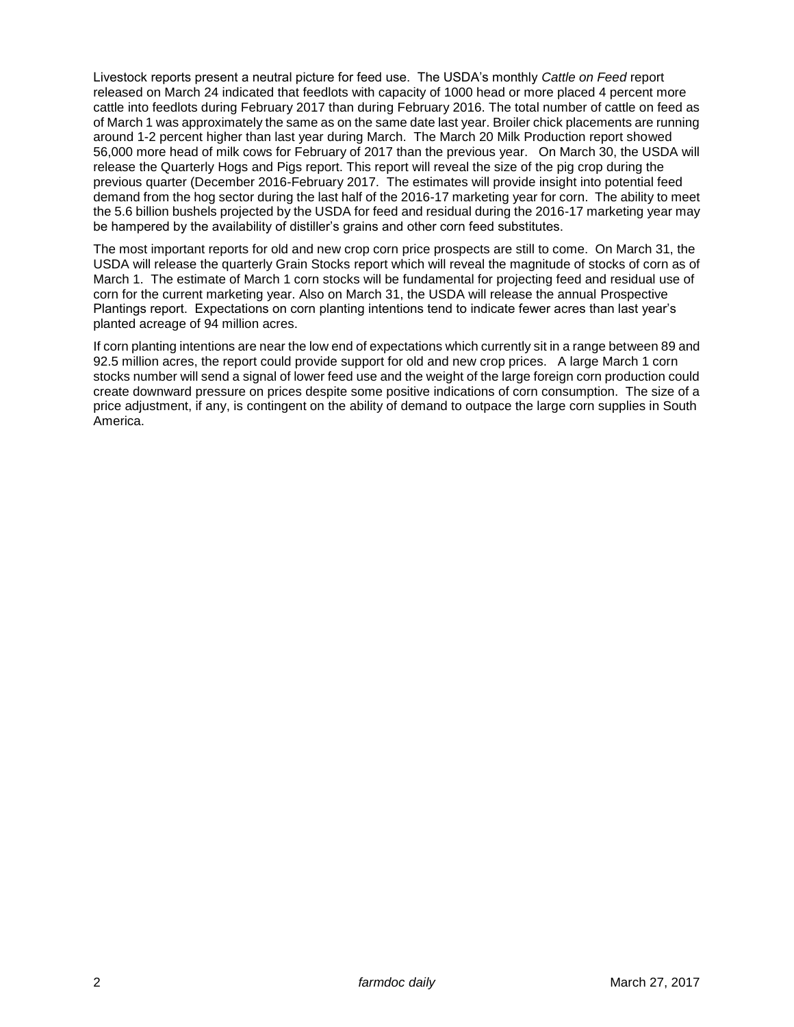Livestock reports present a neutral picture for feed use. The USDA's monthly *Cattle on Feed* report released on March 24 indicated that feedlots with capacity of 1000 head or more placed 4 percent more cattle into feedlots during February 2017 than during February 2016. The total number of cattle on feed as of March 1 was approximately the same as on the same date last year. Broiler chick placements are running around 1-2 percent higher than last year during March. The March 20 Milk Production report showed 56,000 more head of milk cows for February of 2017 than the previous year. On March 30, the USDA will release the Quarterly Hogs and Pigs report. This report will reveal the size of the pig crop during the previous quarter (December 2016-February 2017. The estimates will provide insight into potential feed demand from the hog sector during the last half of the 2016-17 marketing year for corn. The ability to meet the 5.6 billion bushels projected by the USDA for feed and residual during the 2016-17 marketing year may be hampered by the availability of distiller's grains and other corn feed substitutes.

The most important reports for old and new crop corn price prospects are still to come. On March 31, the USDA will release the quarterly Grain Stocks report which will reveal the magnitude of stocks of corn as of March 1. The estimate of March 1 corn stocks will be fundamental for projecting feed and residual use of corn for the current marketing year. Also on March 31, the USDA will release the annual Prospective Plantings report. Expectations on corn planting intentions tend to indicate fewer acres than last year's planted acreage of 94 million acres.

If corn planting intentions are near the low end of expectations which currently sit in a range between 89 and 92.5 million acres, the report could provide support for old and new crop prices. A large March 1 corn stocks number will send a signal of lower feed use and the weight of the large foreign corn production could create downward pressure on prices despite some positive indications of corn consumption. The size of a price adjustment, if any, is contingent on the ability of demand to outpace the large corn supplies in South America.